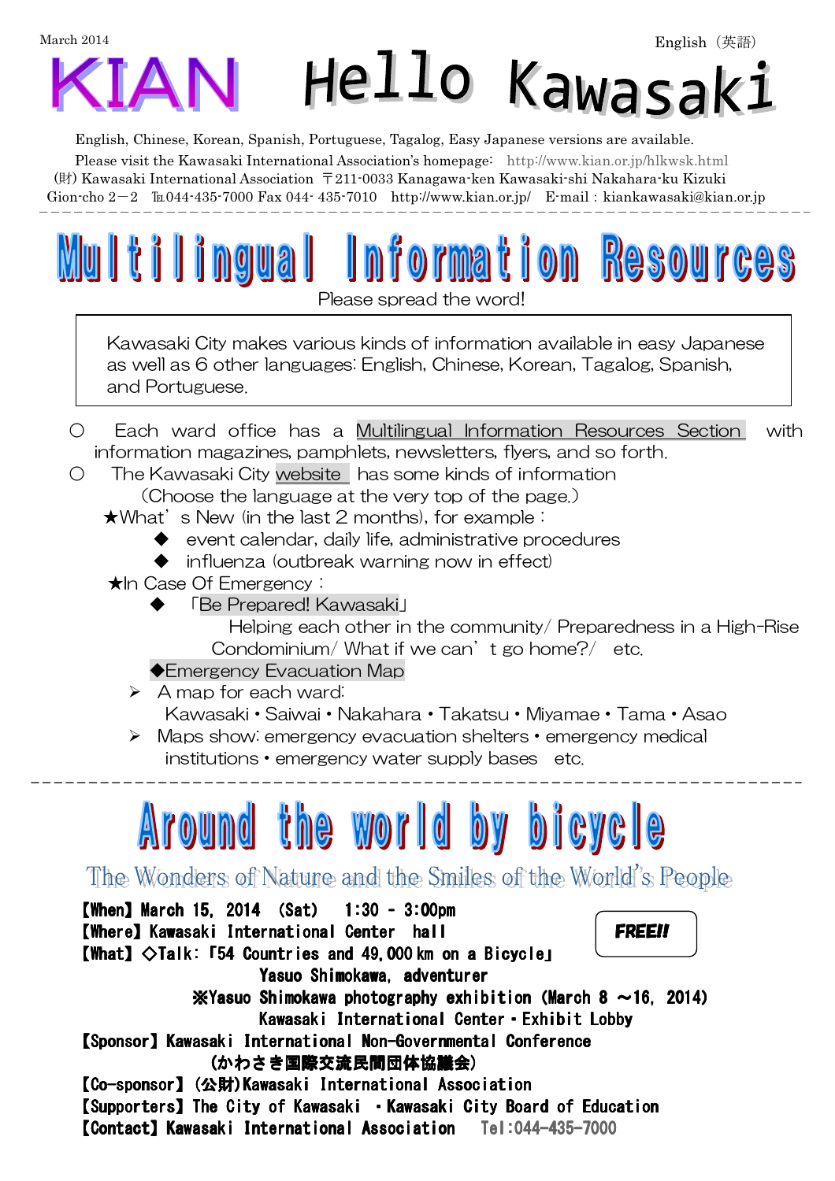March 2014

English（英語）

# KIAN Hello Kawasaki

English, Chinese, Korean, Spanish, Portuguese, Tagalog, Easy Japanese versions are available.

Please visit the Kawasaki International Association's homepage: http://www.kian.or.jp/hlkwsk.html

(財) Kawasaki International Association 〒211-0033 Kanagawa-ken Kawasaki-shi Nakahara-ku Kizuki Gion-cho 2－2 ℡044-435-7000 Fax 044- 435-7010 http://www.kian.or.jp/ E-mail：kiankawasaki@kian.or.jp

---

## Multilingual Information Resources

Please spread the word!

> Kawasaki City makes various kinds of information available in easy Japanese as well as 6 other languages: English, Chinese, Korean, Tagalog, Spanish, and Portuguese.

○ Each ward office has a Multilingual Information Resources Section with information magazines, pamphlets, newsletters, flyers, and so forth.

○ The Kawasaki City website has some kinds of information
（Choose the language at the very top of the page.）

★What's New (in the last 2 months), for example：

- ◆ event calendar, daily life, administrative procedures
- ◆ influenza (outbreak warning now in effect)

★In Case Of Emergency：

- ◆ 「Be Prepared! Kawasaki」
  Helping each other in the community/ Preparedness in a High-Rise Condominium/ What if we can't go home?/ etc.

◆Emergency Evacuation Map

- ➢ A map for each ward:
  Kawasaki・Saiwai・Nakahara・Takatsu・Miyamae・Tama・Asao
- ➢ Maps show: emergency evacuation shelters・emergency medical institutions・emergency water supply bases etc.

---

## Around the world by bicycle

### The Wonders of Nature and the Smiles of the World's People

**FREE!!**

【When】March 15, 2014 (Sat) 1:30 - 3:00pm

【Where】Kawasaki International Center hall

【What】◇Talk:「54 Countries and 49,000 km on a Bicycle」
Yasuo Shimokawa, adventurer
※Yasuo Shimokawa photography exhibition (March 8 ～16, 2014)
Kawasaki International Center・Exhibit Lobby

【Sponsor】Kawasaki International Non-Governmental Conference
(かわさき国際交流民間団体協議会)

【Co-sponsor】(公財)Kawasaki International Association

【Supporters】The City of Kawasaki ・Kawasaki City Board of Education

【Contact】Kawasaki International Association Tel:044-435-7000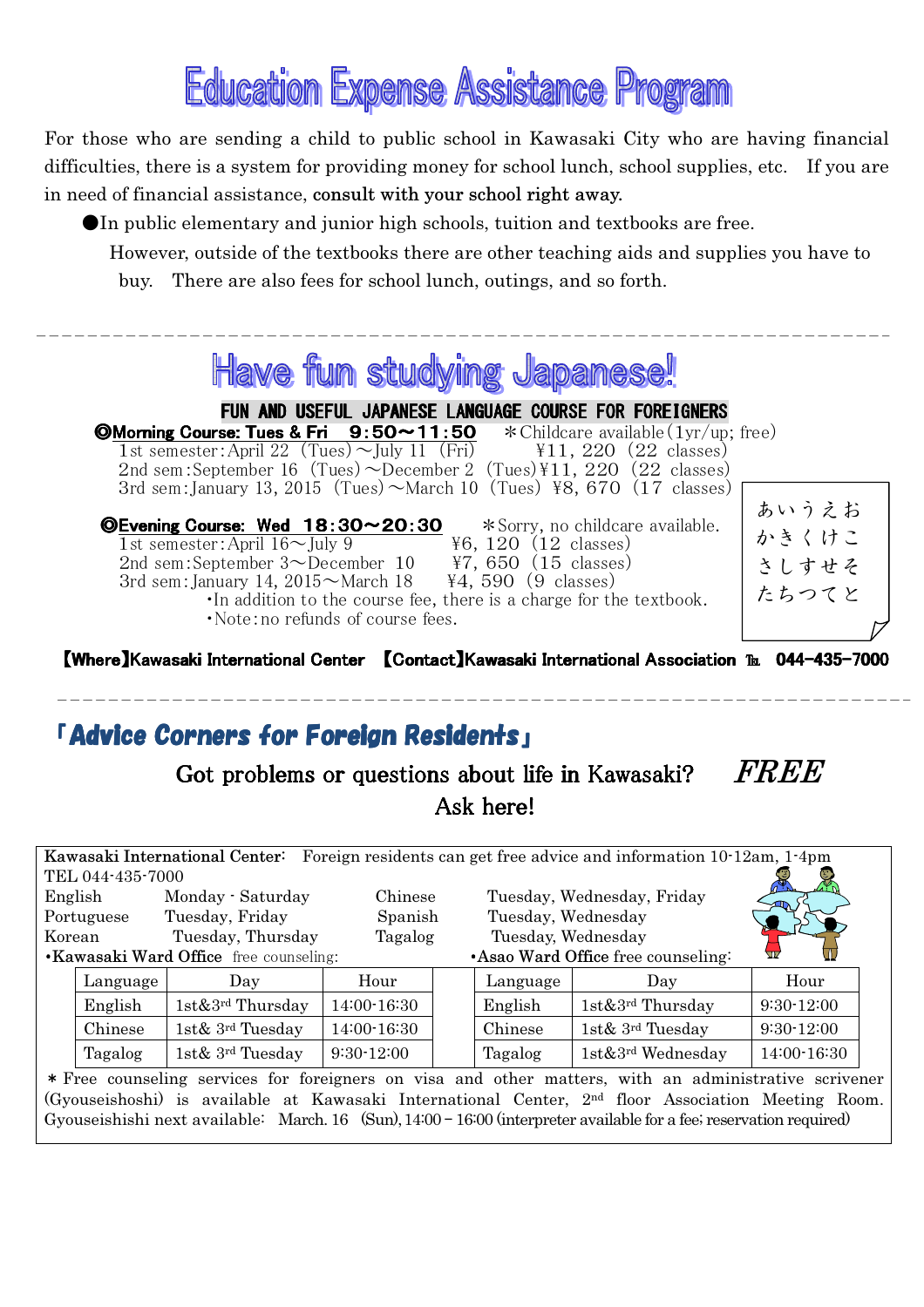# Education Expense Assistance Program

For those who are sending a child to public school in Kawasaki City who are having financial difficulties, there is a system for providing money for school lunch, school supplies, etc. If you are in need of financial assistance, **consult with your school right away.**

●In public elementary and junior high schools, tuition and textbooks are free.
However, outside of the textbooks there are other teaching aids and supplies you have to buy. There are also fees for school lunch, outings, and so forth.

---

# Have fun studying Japanese!

**FUN AND USEFUL JAPANESE LANGUAGE COURSE FOR FOREIGNERS**

**◎Morning Course: Tues & Fri 9:50～11:50** ＊Childcare available (1yr/up; free)

1st semester: April 22 (Tues)～July 11 (Fri) ¥11, 220 (22 classes)
2nd sem: September 16 (Tues)～December 2 (Tues) ¥11, 220 (22 classes)
3rd sem: January 13, 2015 (Tues)～March 10 (Tues) ¥8, 670 (17 classes)

**◎Evening Course: Wed 18:30～20:30** ＊Sorry, no childcare available.

1st semester: April 16～July 9 ¥6, 120 (12 classes)
2nd sem: September 3～December 10 ¥7, 650 (15 classes)
3rd sem: January 14, 2015～March 18 ¥4, 590 (9 classes)

・In addition to the course fee, there is a charge for the textbook.
・Note: no refunds of course fees.

あいうえお
かきくけこ
さしすせそ
たちつてと

**【Where】Kawasaki International Center 【Contact】Kawasaki International Association ℡ 044-435-7000**

---

## 「Advice Corners for Foreign Residents」

Got problems or questions about life in Kawasaki? *FREE*
Ask here!

Kawasaki International Center: Foreign residents can get free advice and information 10-12am, 1-4pm
TEL 044-435-7000

| | | | |
|---|---|---|---|
| English | Monday - Saturday | Chinese | Tuesday, Wednesday, Friday |
| Portuguese | Tuesday, Friday | Spanish | Tuesday, Wednesday |
| Korean | Tuesday, Thursday | Tagalog | Tuesday, Wednesday |

•**Kawasaki Ward Office** free counseling:

| Language | Day | Hour |
|---|---|---|
| English | 1st&3rd Thursday | 14:00-16:30 |
| Chinese | 1st& 3rd Tuesday | 14:00-16:30 |
| Tagalog | 1st& 3rd Tuesday | 9:30-12:00 |

•**Asao Ward Office** free counseling:

| Language | Day | Hour |
|---|---|---|
| English | 1st&3rd Thursday | 9:30-12:00 |
| Chinese | 1st& 3rd Tuesday | 9:30-12:00 |
| Tagalog | 1st&3rd Wednesday | 14:00-16:30 |

＊Free counseling services for foreigners on visa and other matters, with an administrative scrivener (Gyouseishoshi) is available at Kawasaki International Center, 2nd floor Association Meeting Room. Gyouseishishi next available: March. 16 (Sun), 14:00－16:00 (interpreter available for a fee; reservation required)